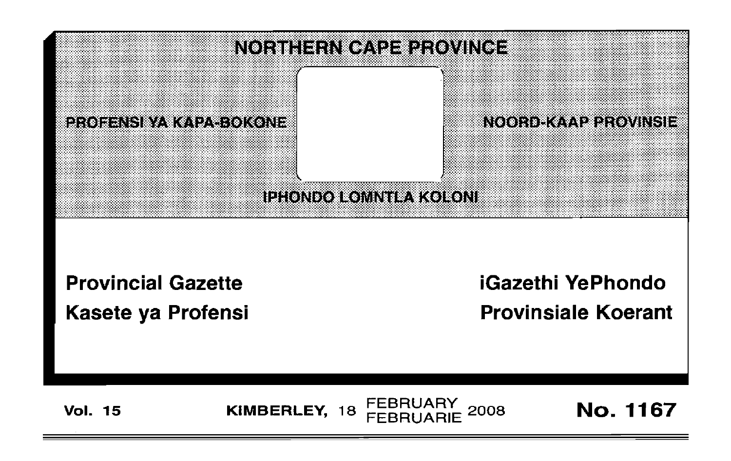# NORTHERN CAPE PROVINCE

PROFENSI YA KAPA-BOKONE

NOORD-KAAP PROVINSIE

IPHONDO LOMNTLA KOLONI

**Provincial Gazette**

**Kasete ya Profensi**

**iGazethi YePhondo**

**Provinsiale Koerant**

**Vol. 15** | **KIMBERLEY,** 18 FEBRUARY FEBRUARIE 2008 | **No. 1167**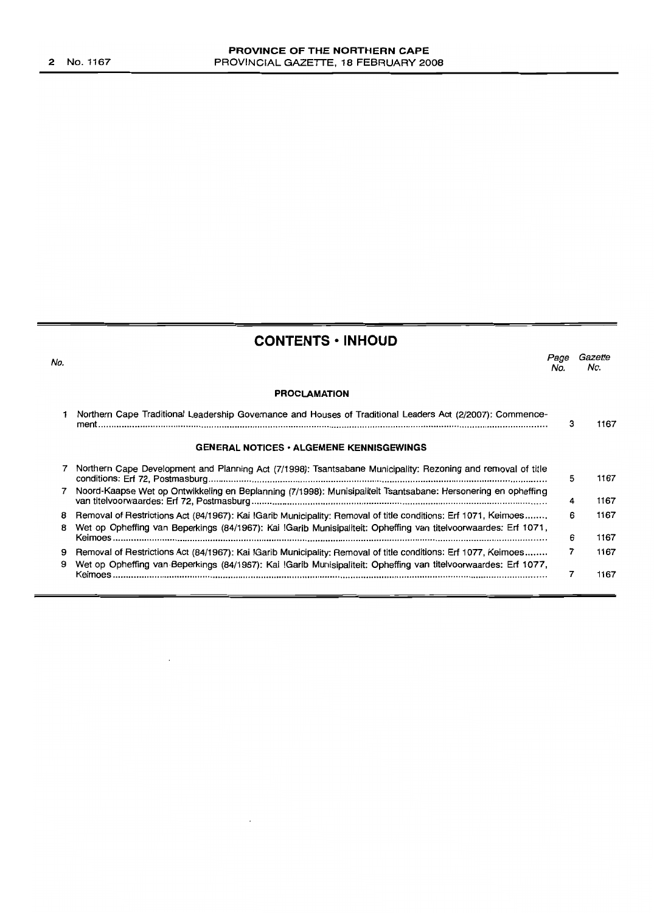## CONTENTS • INHOUD

| No. | | Page No. | Gazette No. |
|---|---|---|---|
| | **PROCLAMATION** | | |
| 1 | Northern Cape Traditional Leadership Governance and Houses of Traditional Leaders Act (2/2007): Commencement | 3 | 1167 |
| | **GENERAL NOTICES • ALGEMENE KENNISGEWINGS** | | |
| 7 | Northern Cape Development and Planning Act (7/1998): Tsantsabane Municipality: Rezoning and removal of title conditions: Erf 72, Postmasburg | 5 | 1167 |
| 7 | Noord-Kaapse Wet op Ontwikkeling en Beplanning (7/1998): Munisipaliteit Tsantsabane: Hersonering en opheffing van titelvoorwaardes: Erf 72, Postmasburg | 4 | 1167 |
| 8 | Removal of Restrictions Act (84/1967): Kai !Garib Municipality: Removal of title conditions: Erf 1071, Keimoes | 6 | 1167 |
| 8 | Wet op Opheffing van Beperkings (84/1967): Kai !Garib Munisipaliteit: Opheffing van titelvoorwaardes: Erf 1071, Keimoes | 6 | 1167 |
| 9 | Removal of Restrictions Act (84/1967): Kai !Garib Municipality: Removal of title conditions: Erf 1077, Keimoes | 7 | 1167 |
| 9 | Wet op Opheffing van Beperkings (84/1967): Kai !Garib Munisipaliteit: Opheffing van titelvoorwaardes: Erf 1077, Keimoes | 7 | 1167 |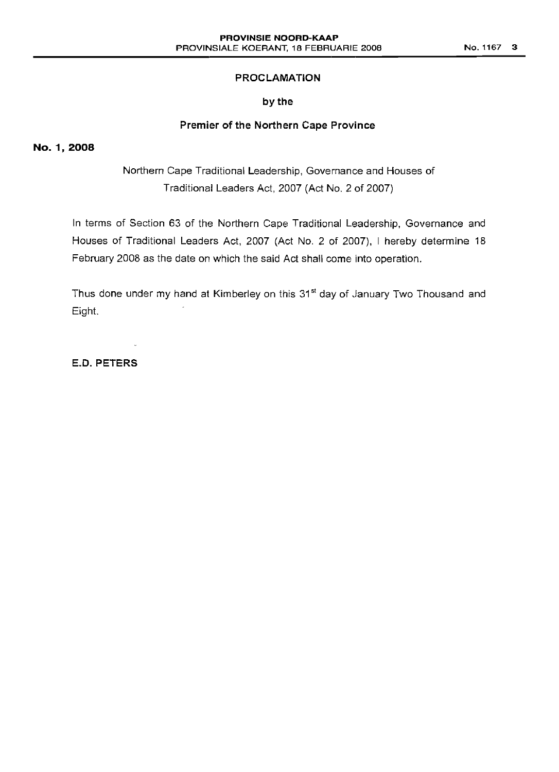## PROCLAMATION

### by the

### Premier of the Northern Cape Province

**No. 1, 2008**

Northern Cape Traditional Leadership, Governance and Houses of Traditional Leaders Act, 2007 (Act No. 2 of 2007)

In terms of Section 63 of the Northern Cape Traditional Leadership, Governance and Houses of Traditional Leaders Act, 2007 (Act No. 2 of 2007), I hereby determine 18 February 2008 as the date on which the said Act shall come into operation.

Thus done under my hand at Kimberley on this 31st day of January Two Thousand and Eight.

**E.D. PETERS**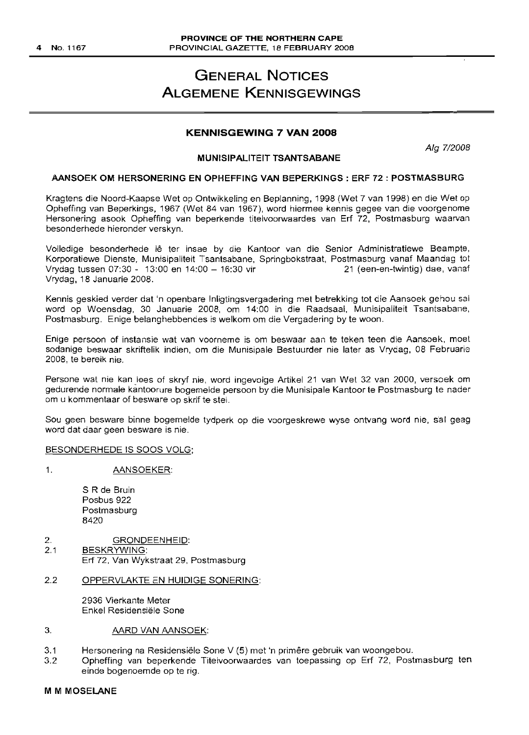# GENERAL NOTICES
# ALGEMENE KENNISGEWINGS

## KENNISGEWING 7 VAN 2008

*Alg 7/2008*

### MUNISIPALITEIT TSANTSABANE

### AANSOEK OM HERSONERING EN OPHEFFING VAN BEPERKINGS : ERF 72 : POSTMASBURG

Kragtens die Noord-Kaapse Wet op Ontwikkeling en Beplanning, 1998 (Wet 7 van 1998) en die Wet op Opheffing van Beperkings, 1967 (Wet 84 van 1967), word hiermee kennis gegee van die voorgenome Hersonering asook Opheffing van beperkende titelvoorwaardes van Erf 72, Postmasburg waarvan besonderhede hieronder verskyn.

Volledige besonderhede lê ter insae by die Kantoor van die Senior Administratiewe Beampte, Korporatiewe Dienste, Munisipaliteit Tsantsabane, Springbokstraat, Postmasburg vanaf Maandag tot Vrydag tussen 07:30 - 13:00 en 14:00 – 16:30 vir 21 (een-en-twintig) dae, vanaf Vrydag, 18 Januarie 2008.

Kennis geskied verder dat 'n openbare Inligtingsvergadering met betrekking tot die Aansoek gehou sal word op Woensdag, 30 Januarie 2008, om 14:00 in die Raadsaal, Munisipaliteit Tsantsabane, Postmasburg. Enige belanghebbendes is welkom om die Vergadering by te woon.

Enige persoon of instansie wat van voorneme is om beswaar aan te teken teen die Aansoek, moet sodanige beswaar skriftelik indien, om die Munisipale Bestuurder nie later as Vrydag, 08 Februarie 2008, te bereik nie.

Persone wat nie kan lees of skryf nie, word ingevolge Artikel 21 van Wet 32 van 2000, versoek om gedurende normale kantoorure bogemelde persoon by die Munisipale Kantoor te Postmasburg te nader om u kommentaar of besware op skrif te stel.

Sou geen besware binne bogemelde tydperk op die voorgeskrewe wyse ontvang word nie, sal geag word dat daar geen besware is nie.

BESONDERHEDE IS SOOS VOLG;

1. AANSOEKER:

   S R de Bruin
   Posbus 922
   Postmasburg
   8420

2. GRONDEENHEID:

   2.1 BESKRYWING:
   Erf 72, Van Wykstraat 29, Postmasburg

   2.2 OPPERVLAKTE EN HUIDIGE SONERING:

   2936 Vierkante Meter
   Enkel Residensiële Sone

3. AARD VAN AANSOEK:

   3.1 Hersonering na Residensiële Sone V (5) met 'n primêre gebruik van woongebou.

   3.2 Opheffing van beperkende Titelvoorwaardes van toepassing op Erf 72, Postmasburg ten einde bogenoemde op te rig.

**M M MOSELANE**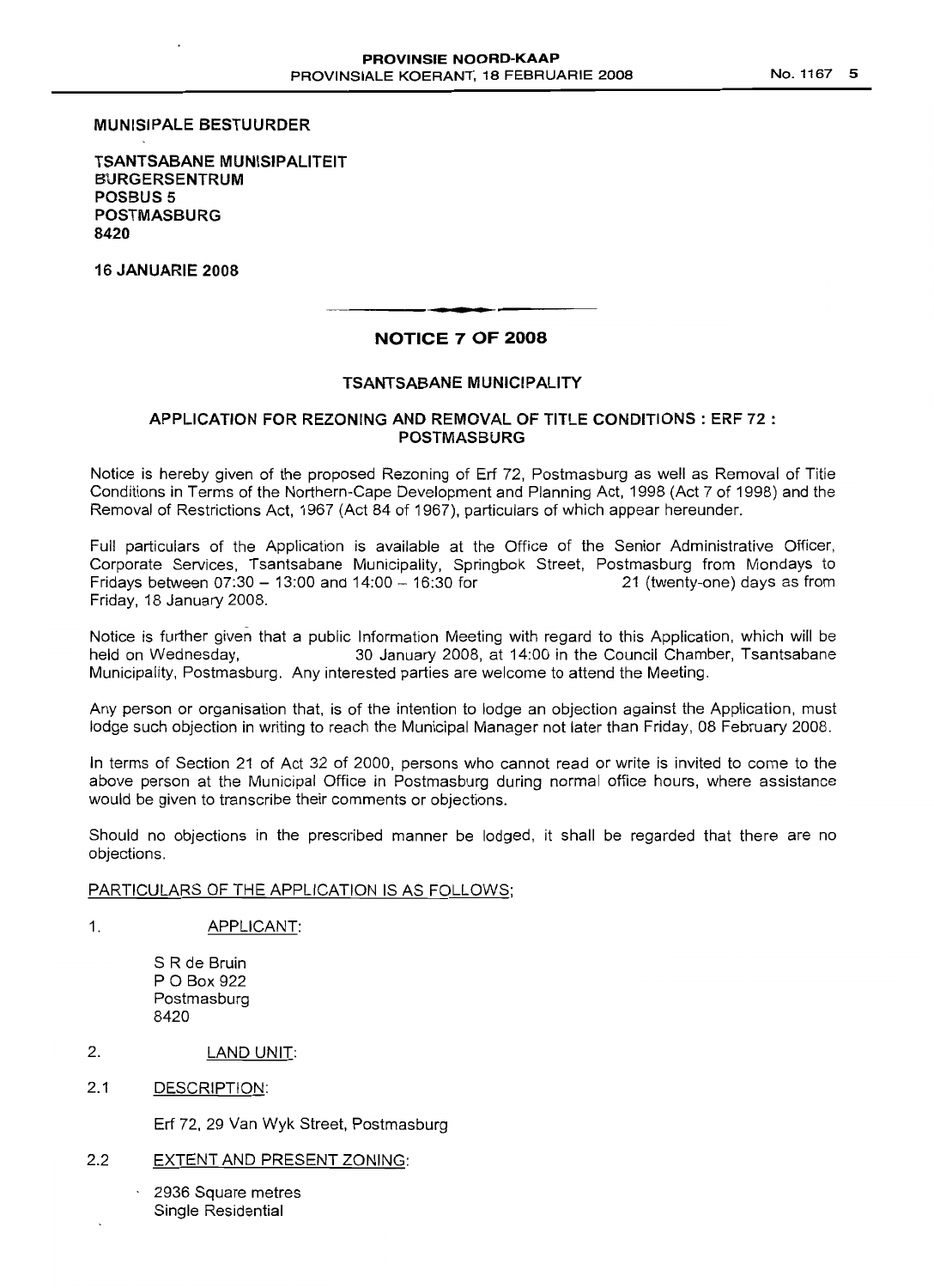**MUNISIPALE BESTUURDER**

**TSANTSABANE MUNISIPALITEIT**
**BURGERSENTRUM**
**POSBUS 5**
**POSTMASBURG**
**8420**

**16 JANUARIE 2008**

---

## NOTICE 7 OF 2008

### TSANTSABANE MUNICIPALITY

### APPLICATION FOR REZONING AND REMOVAL OF TITLE CONDITIONS : ERF 72 : POSTMASBURG

Notice is hereby given of the proposed Rezoning of Erf 72, Postmasburg as well as Removal of Title Conditions in Terms of the Northern-Cape Development and Planning Act, 1998 (Act 7 of 1998) and the Removal of Restrictions Act, 1967 (Act 84 of 1967), particulars of which appear hereunder.

Full particulars of the Application is available at the Office of the Senior Administrative Officer, Corporate Services, Tsantsabane Municipality, Springbok Street, Postmasburg from Mondays to Fridays between 07:30 – 13:00 and 14:00 – 16:30 for 21 (twenty-one) days as from Friday, 18 January 2008.

Notice is further given that a public Information Meeting with regard to this Application, which will be held on Wednesday, 30 January 2008, at 14:00 in the Council Chamber, Tsantsabane Municipality, Postmasburg. Any interested parties are welcome to attend the Meeting.

Any person or organisation that, is of the intention to lodge an objection against the Application, must lodge such objection in writing to reach the Municipal Manager not later than Friday, 08 February 2008.

In terms of Section 21 of Act 32 of 2000, persons who cannot read or write is invited to come to the above person at the Municipal Office in Postmasburg during normal office hours, where assistance would be given to transcribe their comments or objections.

Should no objections in the prescribed manner be lodged, it shall be regarded that there are no objections.

PARTICULARS OF THE APPLICATION IS AS FOLLOWS;

1. APPLICANT:

   S R de Bruin
   P O Box 922
   Postmasburg
   8420

2. LAND UNIT:

2.1 DESCRIPTION:

   Erf 72, 29 Van Wyk Street, Postmasburg

2.2 EXTENT AND PRESENT ZONING:

   2936 Square metres
   Single Residential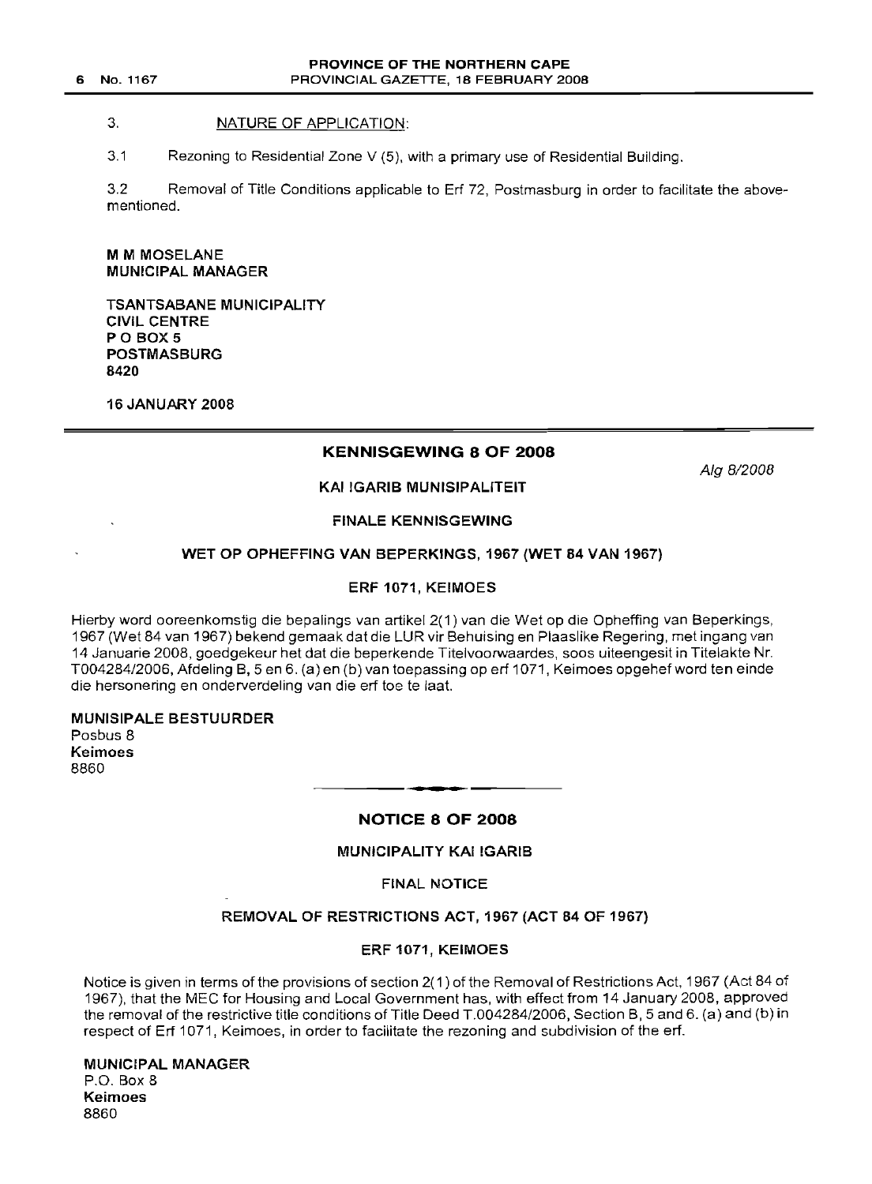3. NATURE OF APPLICATION:

3.1 Rezoning to Residential Zone V (5), with a primary use of Residential Building.

3.2 Removal of Title Conditions applicable to Erf 72, Postmasburg in order to facilitate the above-mentioned.

**M M MOSELANE**
**MUNICIPAL MANAGER**

**TSANTSABANE MUNICIPALITY**
**CIVIL CENTRE**
**P O BOX 5**
**POSTMASBURG**
**8420**

**16 JANUARY 2008**

---

## KENNISGEWING 8 OF 2008

*Alg 8/2008*

**KAI !GARIB MUNISIPALITEIT**

**FINALE KENNISGEWING**

**WET OP OPHEFFING VAN BEPERKINGS, 1967 (WET 84 VAN 1967)**

**ERF 1071, KEIMOES**

Hierby word ooreenkomstig die bepalings van artikel 2(1) van die Wet op die Opheffing van Beperkings, 1967 (Wet 84 van 1967) bekend gemaak dat die LUR vir Behuising en Plaaslike Regering, met ingang van 14 Januarie 2008, goedgekeur het dat die beperkende Titelvoorwaardes, soos uiteengesit in Titelakte Nr. T004284/2006, Afdeling B, 5 en 6. (a) en (b) van toepassing op erf 1071, Keimoes opgehef word ten einde die hersonering en onderverdeling van die erf toe te laat.

**MUNISIPALE BESTUURDER**
Posbus 8
**Keimoes**
8860

---

## NOTICE 8 OF 2008

**MUNICIPALITY KAI !GARIB**

FINAL NOTICE

**REMOVAL OF RESTRICTIONS ACT, 1967 (ACT 84 OF 1967)**

**ERF 1071, KEIMOES**

Notice is given in terms of the provisions of section 2(1) of the Removal of Restrictions Act, 1967 (Act 84 of 1967), that the MEC for Housing and Local Government has, with effect from 14 January 2008, approved the removal of the restrictive title conditions of Title Deed T.004284/2006, Section B, 5 and 6. (a) and (b) in respect of Erf 1071, Keimoes, in order to facilitate the rezoning and subdivision of the erf.

**MUNICIPAL MANAGER**
P.O. Box 8
**Keimoes**
8860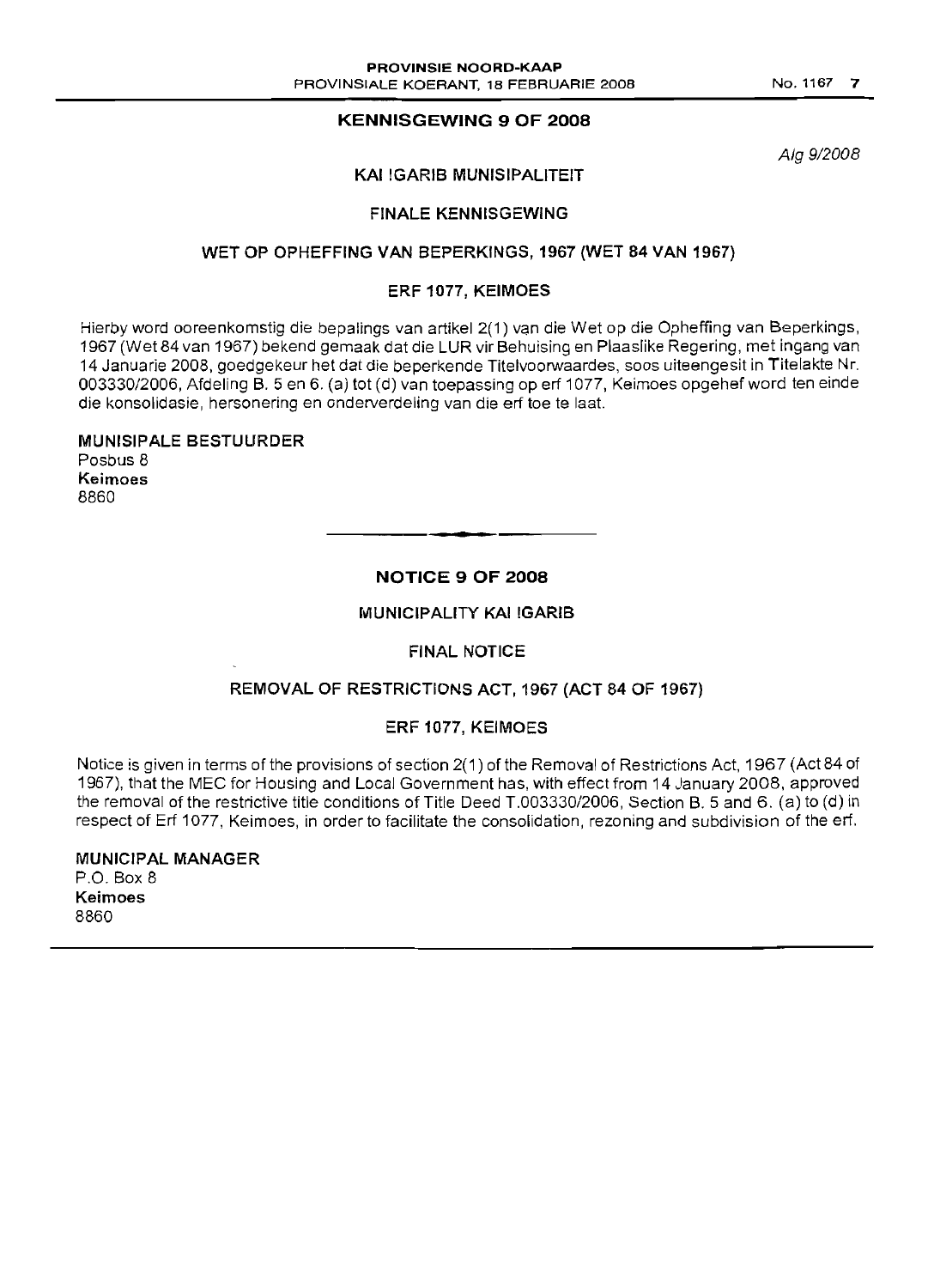## KENNISGEWING 9 OF 2008

*Alg 9/2008*

### KAI !GARIB MUNISIPALITEIT

### FINALE KENNISGEWING

### WET OP OPHEFFING VAN BEPERKINGS, 1967 (WET 84 VAN 1967)

### ERF 1077, KEIMOES

Hierby word ooreenkomstig die bepalings van artikel 2(1) van die Wet op die Opheffing van Beperkings, 1967 (Wet 84 van 1967) bekend gemaak dat die LUR vir Behuising en Plaaslike Regering, met ingang van 14 Januarie 2008, goedgekeur het dat die beperkende Titelvoorwaardes, soos uiteengesit in Titelakte Nr. 003330/2006, Afdeling B. 5 en 6. (a) tot (d) van toepassing op erf 1077, Keimoes opgehef word ten einde die konsolidasie, hersonering en onderverdeling van die erf toe te laat.

**MUNISIPALE BESTUURDER**
Posbus 8
**Keimoes**
8860

---

## NOTICE 9 OF 2008

### MUNICIPALITY KAI !GARIB

### FINAL NOTICE

### REMOVAL OF RESTRICTIONS ACT, 1967 (ACT 84 OF 1967)

### ERF 1077, KEIMOES

Notice is given in terms of the provisions of section 2(1) of the Removal of Restrictions Act, 1967 (Act 84 of 1967), that the MEC for Housing and Local Government has, with effect from 14 January 2008, approved the removal of the restrictive title conditions of Title Deed T.003330/2006, Section B. 5 and 6. (a) to (d) in respect of Erf 1077, Keimoes, in order to facilitate the consolidation, rezoning and subdivision of the erf.

**MUNICIPAL MANAGER**
P.O. Box 8
**Keimoes**
8860